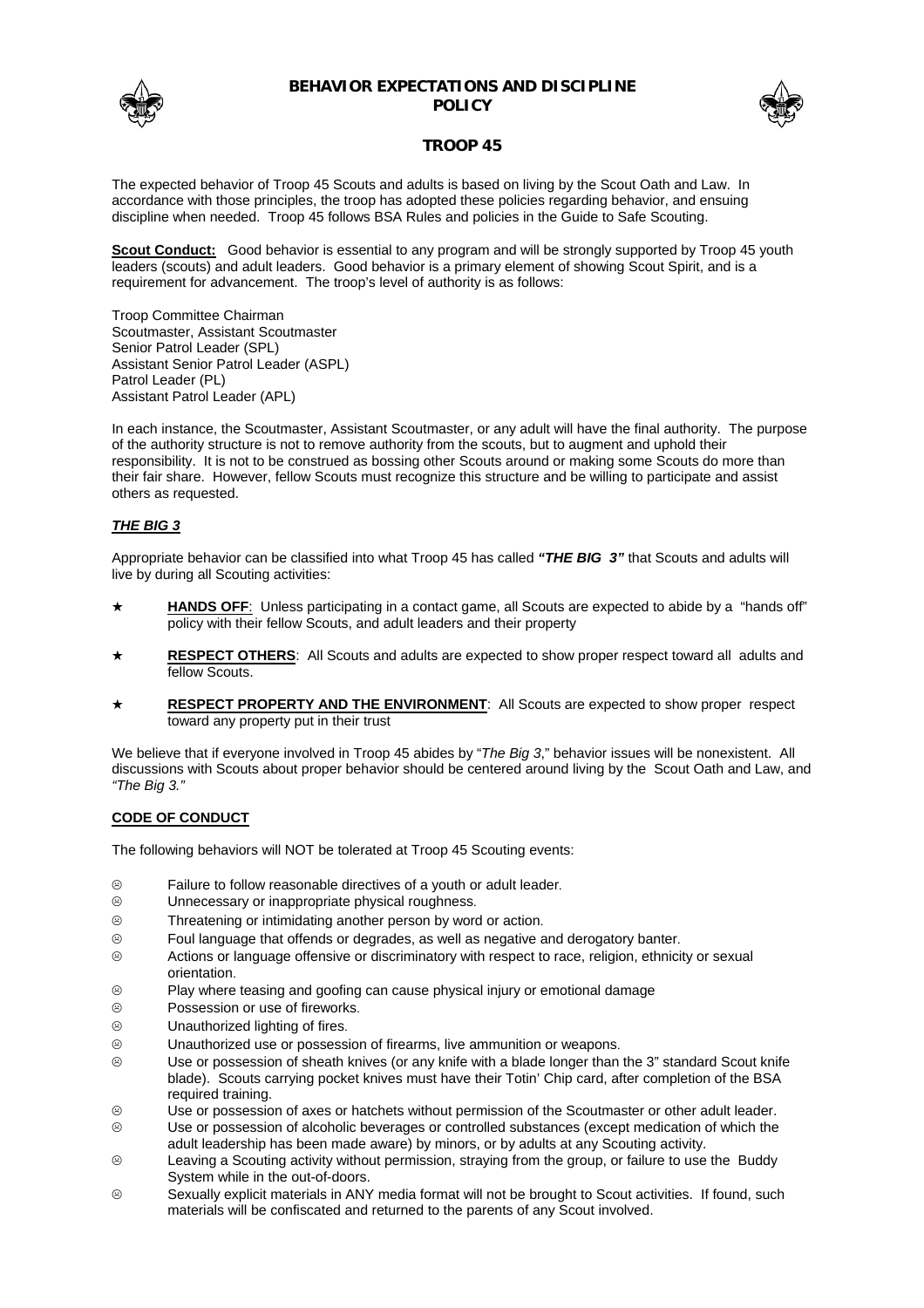# BEHAVIOR EXPECTATIONS AND DISCIPLINE POLICY

## TROOP 45

The expected behavior of Troop 45 Scouts and adults is based on living by the Scout Oath and Law. In accordance with those principles, the troop has adopted these policies regarding behavior, and ensuing discipline when needed. Troop 45 follows BSA Rules and policies in the Guide to Safe Scouting.

**Scout Conduct:** Good behavior is essential to any program and will be strongly supported by Troop 45 youth leaders (scouts) and adult leaders. Good behavior is a primary element of showing Scout Spirit, and is a requirement for advancement. The troop's level of authority is as follows:

Troop Committee Chairman
Scoutmaster, Assistant Scoutmaster
Senior Patrol Leader (SPL)
Assistant Senior Patrol Leader (ASPL)
Patrol Leader (PL)
Assistant Patrol Leader (APL)

In each instance, the Scoutmaster, Assistant Scoutmaster, or any adult will have the final authority. The purpose of the authority structure is not to remove authority from the scouts, but to augment and uphold their responsibility. It is not to be construed as bossing other Scouts around or making some Scouts do more than their fair share. However, fellow Scouts must recognize this structure and be willing to participate and assist others as requested.

### ***THE BIG 3***

Appropriate behavior can be classified into what Troop 45 has called ***"THE BIG 3"*** that Scouts and adults will live by during all Scouting activities:

- ★ **HANDS OFF**: Unless participating in a contact game, all Scouts are expected to abide by a "hands off" policy with their fellow Scouts, and adult leaders and their property
- ★ **RESPECT OTHERS**: All Scouts and adults are expected to show proper respect toward all adults and fellow Scouts.
- ★ **RESPECT PROPERTY AND THE ENVIRONMENT**: All Scouts are expected to show proper respect toward any property put in their trust

We believe that if everyone involved in Troop 45 abides by "*The Big 3*," behavior issues will be nonexistent. All discussions with Scouts about proper behavior should be centered around living by the Scout Oath and Law, and *"The Big 3."*

### **CODE OF CONDUCT**

The following behaviors will NOT be tolerated at Troop 45 Scouting events:

- ☹ Failure to follow reasonable directives of a youth or adult leader.
- ☹ Unnecessary or inappropriate physical roughness.
- ☹ Threatening or intimidating another person by word or action.
- ☹ Foul language that offends or degrades, as well as negative and derogatory banter.
- ☹ Actions or language offensive or discriminatory with respect to race, religion, ethnicity or sexual orientation.
- ☹ Play where teasing and goofing can cause physical injury or emotional damage
- ☹ Possession or use of fireworks.
- ☹ Unauthorized lighting of fires.
- ☹ Unauthorized use or possession of firearms, live ammunition or weapons.
- ☹ Use or possession of sheath knives (or any knife with a blade longer than the 3" standard Scout knife blade). Scouts carrying pocket knives must have their Totin' Chip card, after completion of the BSA required training.
- ☹ Use or possession of axes or hatchets without permission of the Scoutmaster or other adult leader.
- ☹ Use or possession of alcoholic beverages or controlled substances (except medication of which the adult leadership has been made aware) by minors, or by adults at any Scouting activity.
- ☹ Leaving a Scouting activity without permission, straying from the group, or failure to use the Buddy System while in the out-of-doors.
- ☹ Sexually explicit materials in ANY media format will not be brought to Scout activities. If found, such materials will be confiscated and returned to the parents of any Scout involved.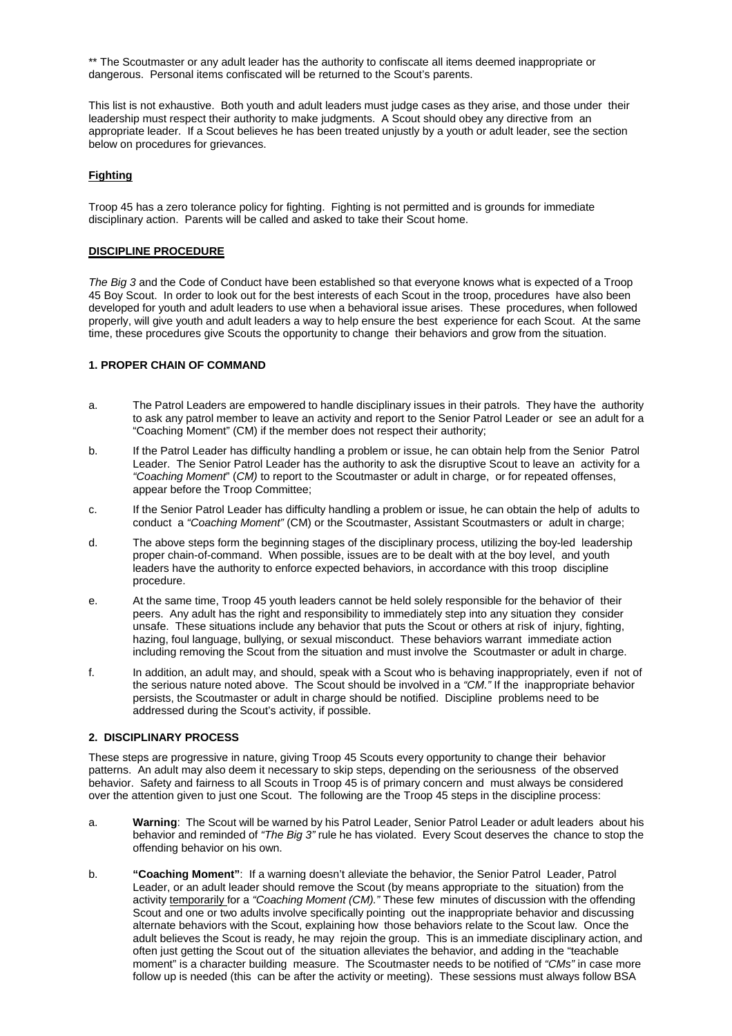** The Scoutmaster or any adult leader has the authority to confiscate all items deemed inappropriate or dangerous. Personal items confiscated will be returned to the Scout's parents.

This list is not exhaustive. Both youth and adult leaders must judge cases as they arise, and those under their leadership must respect their authority to make judgments. A Scout should obey any directive from an appropriate leader. If a Scout believes he has been treated unjustly by a youth or adult leader, see the section below on procedures for grievances.

**Fighting**

Troop 45 has a zero tolerance policy for fighting. Fighting is not permitted and is grounds for immediate disciplinary action. Parents will be called and asked to take their Scout home.

**DISCIPLINE PROCEDURE**

*The Big 3* and the Code of Conduct have been established so that everyone knows what is expected of a Troop 45 Boy Scout. In order to look out for the best interests of each Scout in the troop, procedures have also been developed for youth and adult leaders to use when a behavioral issue arises. These procedures, when followed properly, will give youth and adult leaders a way to help ensure the best experience for each Scout. At the same time, these procedures give Scouts the opportunity to change their behaviors and grow from the situation.

**1. PROPER CHAIN OF COMMAND**

a. The Patrol Leaders are empowered to handle disciplinary issues in their patrols. They have the authority to ask any patrol member to leave an activity and report to the Senior Patrol Leader or see an adult for a "Coaching Moment" (CM) if the member does not respect their authority;

b. If the Patrol Leader has difficulty handling a problem or issue, he can obtain help from the Senior Patrol Leader. The Senior Patrol Leader has the authority to ask the disruptive Scout to leave an activity for a *"Coaching Moment*" (*CM)* to report to the Scoutmaster or adult in charge, or for repeated offenses, appear before the Troop Committee;

c. If the Senior Patrol Leader has difficulty handling a problem or issue, he can obtain the help of adults to conduct a *"Coaching Moment"* (CM) or the Scoutmaster, Assistant Scoutmasters or adult in charge;

d. The above steps form the beginning stages of the disciplinary process, utilizing the boy-led leadership proper chain-of-command. When possible, issues are to be dealt with at the boy level, and youth leaders have the authority to enforce expected behaviors, in accordance with this troop discipline procedure.

e. At the same time, Troop 45 youth leaders cannot be held solely responsible for the behavior of their peers. Any adult has the right and responsibility to immediately step into any situation they consider unsafe. These situations include any behavior that puts the Scout or others at risk of injury, fighting, hazing, foul language, bullying, or sexual misconduct. These behaviors warrant immediate action including removing the Scout from the situation and must involve the Scoutmaster or adult in charge.

f. In addition, an adult may, and should, speak with a Scout who is behaving inappropriately, even if not of the serious nature noted above. The Scout should be involved in a *"CM."* If the inappropriate behavior persists, the Scoutmaster or adult in charge should be notified. Discipline problems need to be addressed during the Scout's activity, if possible.

**2. DISCIPLINARY PROCESS**

These steps are progressive in nature, giving Troop 45 Scouts every opportunity to change their behavior patterns. An adult may also deem it necessary to skip steps, depending on the seriousness of the observed behavior. Safety and fairness to all Scouts in Troop 45 is of primary concern and must always be considered over the attention given to just one Scout. The following are the Troop 45 steps in the discipline process:

a. **Warning**: The Scout will be warned by his Patrol Leader, Senior Patrol Leader or adult leaders about his behavior and reminded of *"The Big 3"* rule he has violated. Every Scout deserves the chance to stop the offending behavior on his own.

b. **"Coaching Moment"**: If a warning doesn't alleviate the behavior, the Senior Patrol Leader, Patrol Leader, or an adult leader should remove the Scout (by means appropriate to the situation) from the activity temporarily for a *"Coaching Moment (CM)."* These few minutes of discussion with the offending Scout and one or two adults involve specifically pointing out the inappropriate behavior and discussing alternate behaviors with the Scout, explaining how those behaviors relate to the Scout law. Once the adult believes the Scout is ready, he may rejoin the group. This is an immediate disciplinary action, and often just getting the Scout out of the situation alleviates the behavior, and adding in the "teachable moment" is a character building measure. The Scoutmaster needs to be notified of *"CMs"* in case more follow up is needed (this can be after the activity or meeting). These sessions must always follow BSA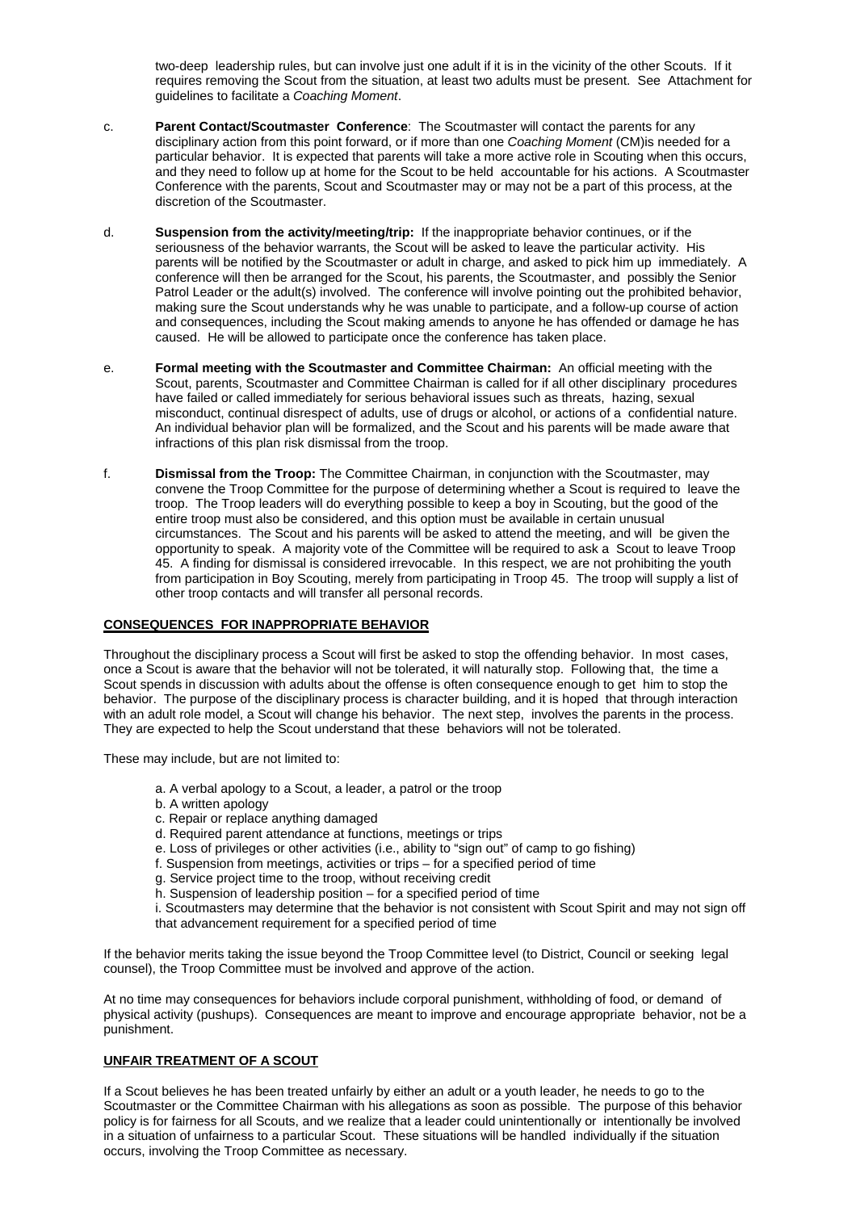two-deep leadership rules, but can involve just one adult if it is in the vicinity of the other Scouts. If it requires removing the Scout from the situation, at least two adults must be present. See Attachment for guidelines to facilitate a *Coaching Moment*.

c. **Parent Contact/Scoutmaster Conference**: The Scoutmaster will contact the parents for any disciplinary action from this point forward, or if more than one *Coaching Moment* (CM)is needed for a particular behavior. It is expected that parents will take a more active role in Scouting when this occurs, and they need to follow up at home for the Scout to be held accountable for his actions. A Scoutmaster Conference with the parents, Scout and Scoutmaster may or may not be a part of this process, at the discretion of the Scoutmaster.

d. **Suspension from the activity/meeting/trip:** If the inappropriate behavior continues, or if the seriousness of the behavior warrants, the Scout will be asked to leave the particular activity. His parents will be notified by the Scoutmaster or adult in charge, and asked to pick him up immediately. A conference will then be arranged for the Scout, his parents, the Scoutmaster, and possibly the Senior Patrol Leader or the adult(s) involved. The conference will involve pointing out the prohibited behavior, making sure the Scout understands why he was unable to participate, and a follow-up course of action and consequences, including the Scout making amends to anyone he has offended or damage he has caused. He will be allowed to participate once the conference has taken place.

e. **Formal meeting with the Scoutmaster and Committee Chairman:** An official meeting with the Scout, parents, Scoutmaster and Committee Chairman is called for if all other disciplinary procedures have failed or called immediately for serious behavioral issues such as threats, hazing, sexual misconduct, continual disrespect of adults, use of drugs or alcohol, or actions of a confidential nature. An individual behavior plan will be formalized, and the Scout and his parents will be made aware that infractions of this plan risk dismissal from the troop.

f. **Dismissal from the Troop:** The Committee Chairman, in conjunction with the Scoutmaster, may convene the Troop Committee for the purpose of determining whether a Scout is required to leave the troop. The Troop leaders will do everything possible to keep a boy in Scouting, but the good of the entire troop must also be considered, and this option must be available in certain unusual circumstances. The Scout and his parents will be asked to attend the meeting, and will be given the opportunity to speak. A majority vote of the Committee will be required to ask a Scout to leave Troop 45. A finding for dismissal is considered irrevocable. In this respect, we are not prohibiting the youth from participation in Boy Scouting, merely from participating in Troop 45. The troop will supply a list of other troop contacts and will transfer all personal records.

## CONSEQUENCES FOR INAPPROPRIATE BEHAVIOR

Throughout the disciplinary process a Scout will first be asked to stop the offending behavior. In most cases, once a Scout is aware that the behavior will not be tolerated, it will naturally stop. Following that, the time a Scout spends in discussion with adults about the offense is often consequence enough to get him to stop the behavior. The purpose of the disciplinary process is character building, and it is hoped that through interaction with an adult role model, a Scout will change his behavior. The next step, involves the parents in the process. They are expected to help the Scout understand that these behaviors will not be tolerated.

These may include, but are not limited to:

a. A verbal apology to a Scout, a leader, a patrol or the troop
b. A written apology
c. Repair or replace anything damaged
d. Required parent attendance at functions, meetings or trips
e. Loss of privileges or other activities (i.e., ability to "sign out" of camp to go fishing)
f. Suspension from meetings, activities or trips – for a specified period of time
g. Service project time to the troop, without receiving credit
h. Suspension of leadership position – for a specified period of time
i. Scoutmasters may determine that the behavior is not consistent with Scout Spirit and may not sign off that advancement requirement for a specified period of time

If the behavior merits taking the issue beyond the Troop Committee level (to District, Council or seeking legal counsel), the Troop Committee must be involved and approve of the action.

At no time may consequences for behaviors include corporal punishment, withholding of food, or demand of physical activity (pushups). Consequences are meant to improve and encourage appropriate behavior, not be a punishment.

## UNFAIR TREATMENT OF A SCOUT

If a Scout believes he has been treated unfairly by either an adult or a youth leader, he needs to go to the Scoutmaster or the Committee Chairman with his allegations as soon as possible. The purpose of this behavior policy is for fairness for all Scouts, and we realize that a leader could unintentionally or intentionally be involved in a situation of unfairness to a particular Scout. These situations will be handled individually if the situation occurs, involving the Troop Committee as necessary.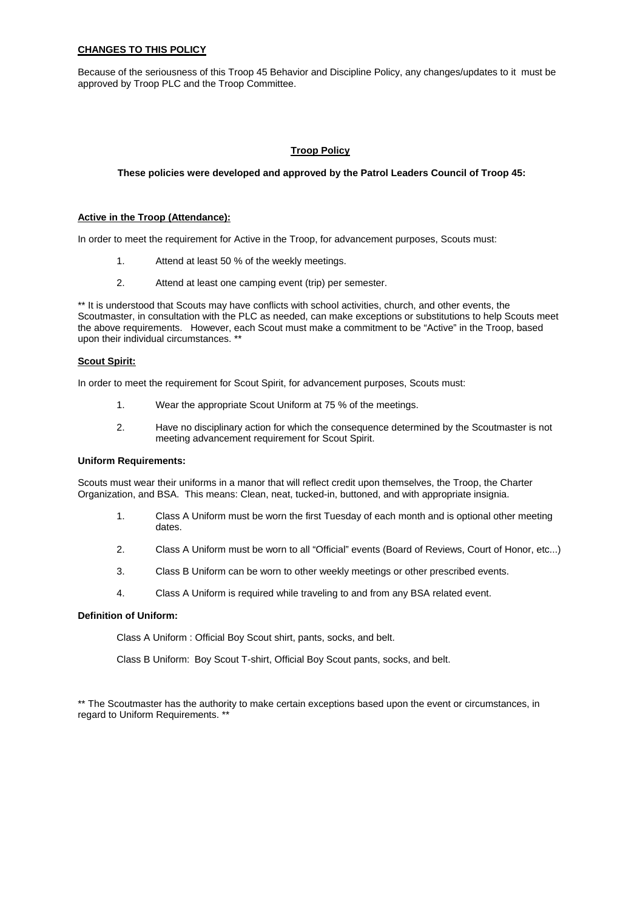## CHANGES TO THIS POLICY

Because of the seriousness of this Troop 45 Behavior and Discipline Policy, any changes/updates to it must be approved by Troop PLC and the Troop Committee.

## Troop Policy

**These policies were developed and approved by the Patrol Leaders Council of Troop 45:**

### Active in the Troop (Attendance):

In order to meet the requirement for Active in the Troop, for advancement purposes, Scouts must:

1. Attend at least 50 % of the weekly meetings.
2. Attend at least one camping event (trip) per semester.

** It is understood that Scouts may have conflicts with school activities, church, and other events, the Scoutmaster, in consultation with the PLC as needed, can make exceptions or substitutions to help Scouts meet the above requirements. However, each Scout must make a commitment to be "Active" in the Troop, based upon their individual circumstances. **

### Scout Spirit:

In order to meet the requirement for Scout Spirit, for advancement purposes, Scouts must:

1. Wear the appropriate Scout Uniform at 75 % of the meetings.
2. Have no disciplinary action for which the consequence determined by the Scoutmaster is not meeting advancement requirement for Scout Spirit.

### Uniform Requirements:

Scouts must wear their uniforms in a manor that will reflect credit upon themselves, the Troop, the Charter Organization, and BSA. This means: Clean, neat, tucked-in, buttoned, and with appropriate insignia.

1. Class A Uniform must be worn the first Tuesday of each month and is optional other meeting dates.
2. Class A Uniform must be worn to all "Official" events (Board of Reviews, Court of Honor, etc...)
3. Class B Uniform can be worn to other weekly meetings or other prescribed events.
4. Class A Uniform is required while traveling to and from any BSA related event.

### Definition of Uniform:

Class A Uniform : Official Boy Scout shirt, pants, socks, and belt.

Class B Uniform: Boy Scout T-shirt, Official Boy Scout pants, socks, and belt.

** The Scoutmaster has the authority to make certain exceptions based upon the event or circumstances, in regard to Uniform Requirements. **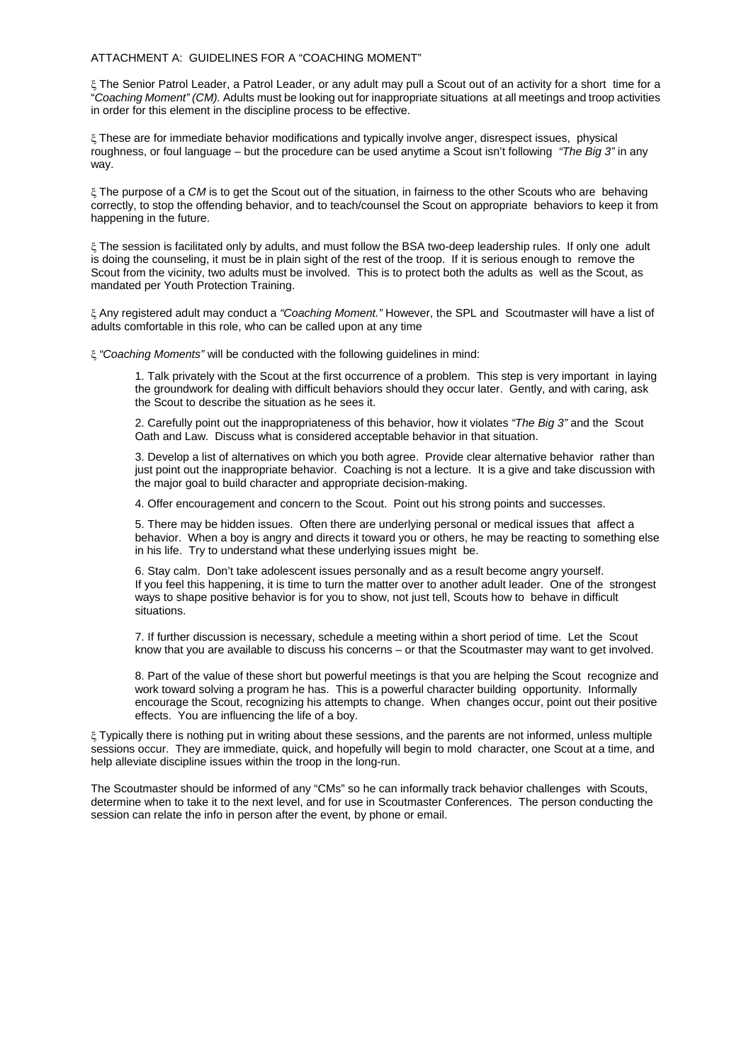ATTACHMENT A: GUIDELINES FOR A "COACHING MOMENT"

- The Senior Patrol Leader, a Patrol Leader, or any adult may pull a Scout out of an activity for a short time for a "*Coaching Moment" (CM).* Adults must be looking out for inappropriate situations at all meetings and troop activities in order for this element in the discipline process to be effective.

- These are for immediate behavior modifications and typically involve anger, disrespect issues, physical roughness, or foul language – but the procedure can be used anytime a Scout isn't following *"The Big 3"* in any way.

- The purpose of a *CM* is to get the Scout out of the situation, in fairness to the other Scouts who are behaving correctly, to stop the offending behavior, and to teach/counsel the Scout on appropriate behaviors to keep it from happening in the future.

- The session is facilitated only by adults, and must follow the BSA two-deep leadership rules. If only one adult is doing the counseling, it must be in plain sight of the rest of the troop. If it is serious enough to remove the Scout from the vicinity, two adults must be involved. This is to protect both the adults as well as the Scout, as mandated per Youth Protection Training.

- Any registered adult may conduct a *"Coaching Moment."* However, the SPL and Scoutmaster will have a list of adults comfortable in this role, who can be called upon at any time

- *"Coaching Moments"* will be conducted with the following guidelines in mind:

  1. Talk privately with the Scout at the first occurrence of a problem. This step is very important in laying the groundwork for dealing with difficult behaviors should they occur later. Gently, and with caring, ask the Scout to describe the situation as he sees it.

  2. Carefully point out the inappropriateness of this behavior, how it violates *"The Big 3"* and the Scout Oath and Law. Discuss what is considered acceptable behavior in that situation.

  3. Develop a list of alternatives on which you both agree. Provide clear alternative behavior rather than just point out the inappropriate behavior. Coaching is not a lecture. It is a give and take discussion with the major goal to build character and appropriate decision-making.

  4. Offer encouragement and concern to the Scout. Point out his strong points and successes.

  5. There may be hidden issues. Often there are underlying personal or medical issues that affect a behavior. When a boy is angry and directs it toward you or others, he may be reacting to something else in his life. Try to understand what these underlying issues might be.

  6. Stay calm. Don't take adolescent issues personally and as a result become angry yourself. If you feel this happening, it is time to turn the matter over to another adult leader. One of the strongest ways to shape positive behavior is for you to show, not just tell, Scouts how to behave in difficult situations.

  7. If further discussion is necessary, schedule a meeting within a short period of time. Let the Scout know that you are available to discuss his concerns – or that the Scoutmaster may want to get involved.

  8. Part of the value of these short but powerful meetings is that you are helping the Scout recognize and work toward solving a program he has. This is a powerful character building opportunity. Informally encourage the Scout, recognizing his attempts to change. When changes occur, point out their positive effects. You are influencing the life of a boy.

- Typically there is nothing put in writing about these sessions, and the parents are not informed, unless multiple sessions occur. They are immediate, quick, and hopefully will begin to mold character, one Scout at a time, and help alleviate discipline issues within the troop in the long-run.

The Scoutmaster should be informed of any "CMs" so he can informally track behavior challenges with Scouts, determine when to take it to the next level, and for use in Scoutmaster Conferences. The person conducting the session can relate the info in person after the event, by phone or email.